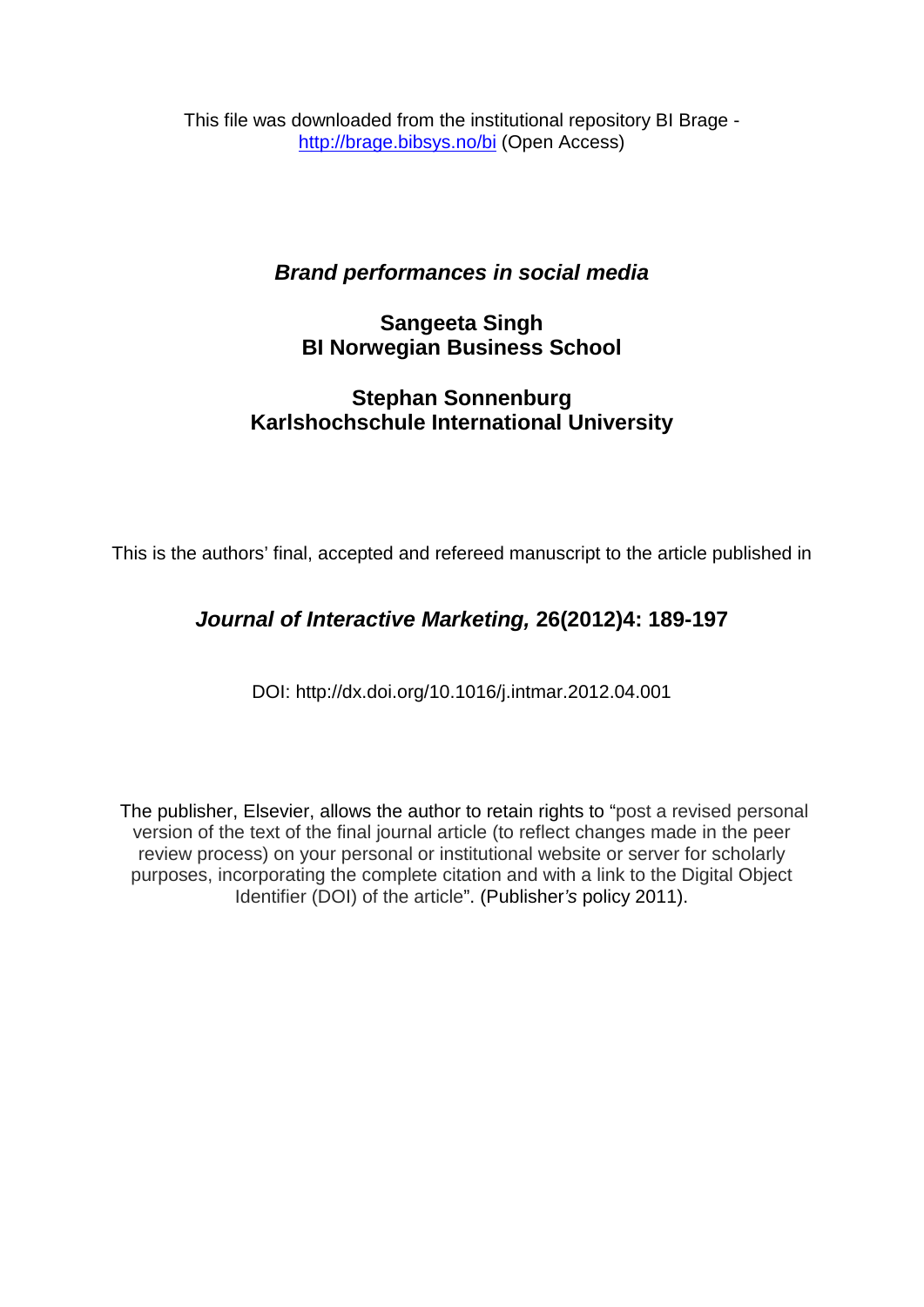This file was downloaded from the institutional repository BI Brage - [http://brage.bibsys.no/bi](http://brage.bibsys.no/bi) (Open Access)

# *Brand performances in social media*

**Sangeeta Singh**
**BI Norwegian Business School**

**Stephan Sonnenburg**
**Karlshochschule International University**

This is the authors' final, accepted and refereed manuscript to the article published in

***Journal of Interactive Marketing,* 26(2012)4: 189-197**

DOI: http://dx.doi.org/10.1016/j.intmar.2012.04.001

The publisher, Elsevier, allows the author to retain rights to "post a revised personal version of the text of the final journal article (to reflect changes made in the peer review process) on your personal or institutional website or server for scholarly purposes, incorporating the complete citation and with a link to the Digital Object Identifier (DOI) of the article". (Publisher*'s* policy 2011).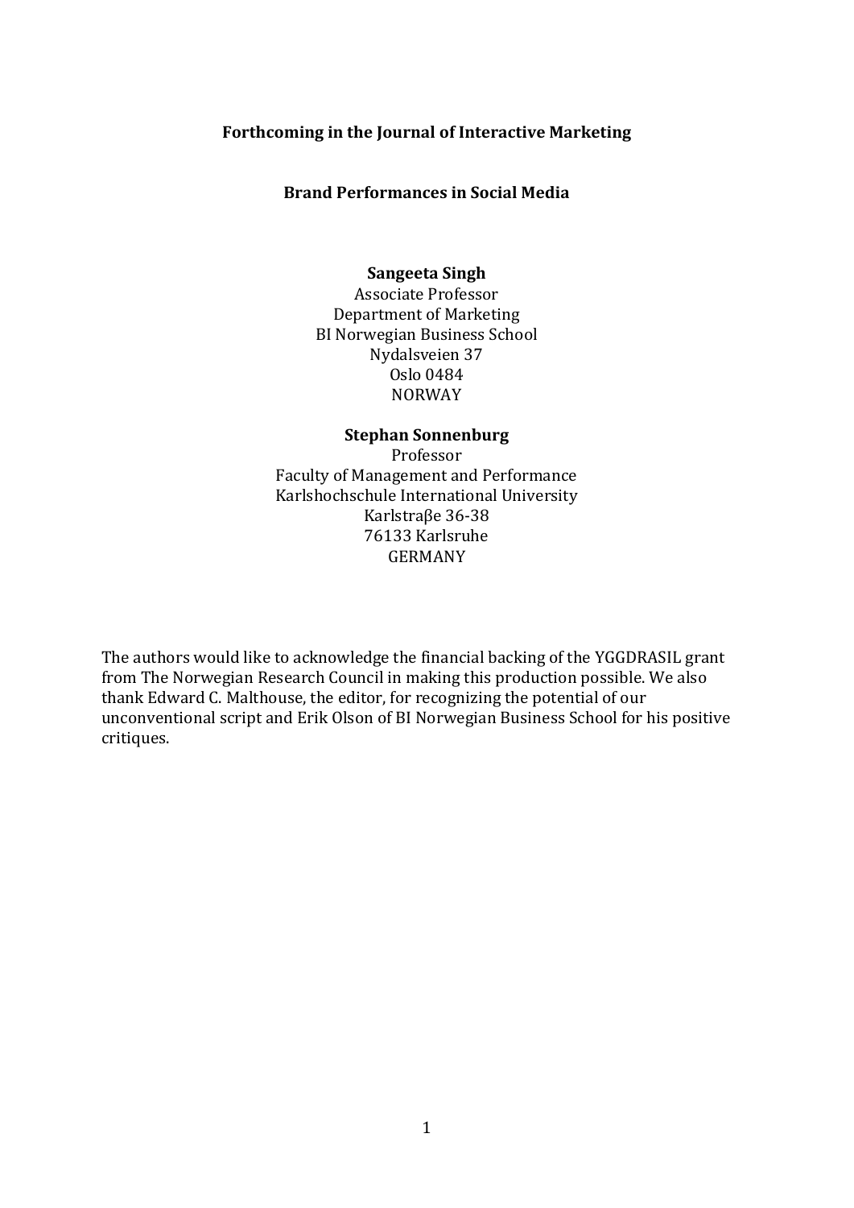**Forthcoming in the Journal of Interactive Marketing**

# Brand Performances in Social Media

**Sangeeta Singh**
Associate Professor
Department of Marketing
BI Norwegian Business School
Nydalsveien 37
Oslo 0484
NORWAY

**Stephan Sonnenburg**
Professor
Faculty of Management and Performance
Karlshochschule International University
Karlstraβe 36-38
76133 Karlsruhe
GERMANY

The authors would like to acknowledge the financial backing of the YGGDRASIL grant from The Norwegian Research Council in making this production possible. We also thank Edward C. Malthouse, the editor, for recognizing the potential of our unconventional script and Erik Olson of BI Norwegian Business School for his positive critiques.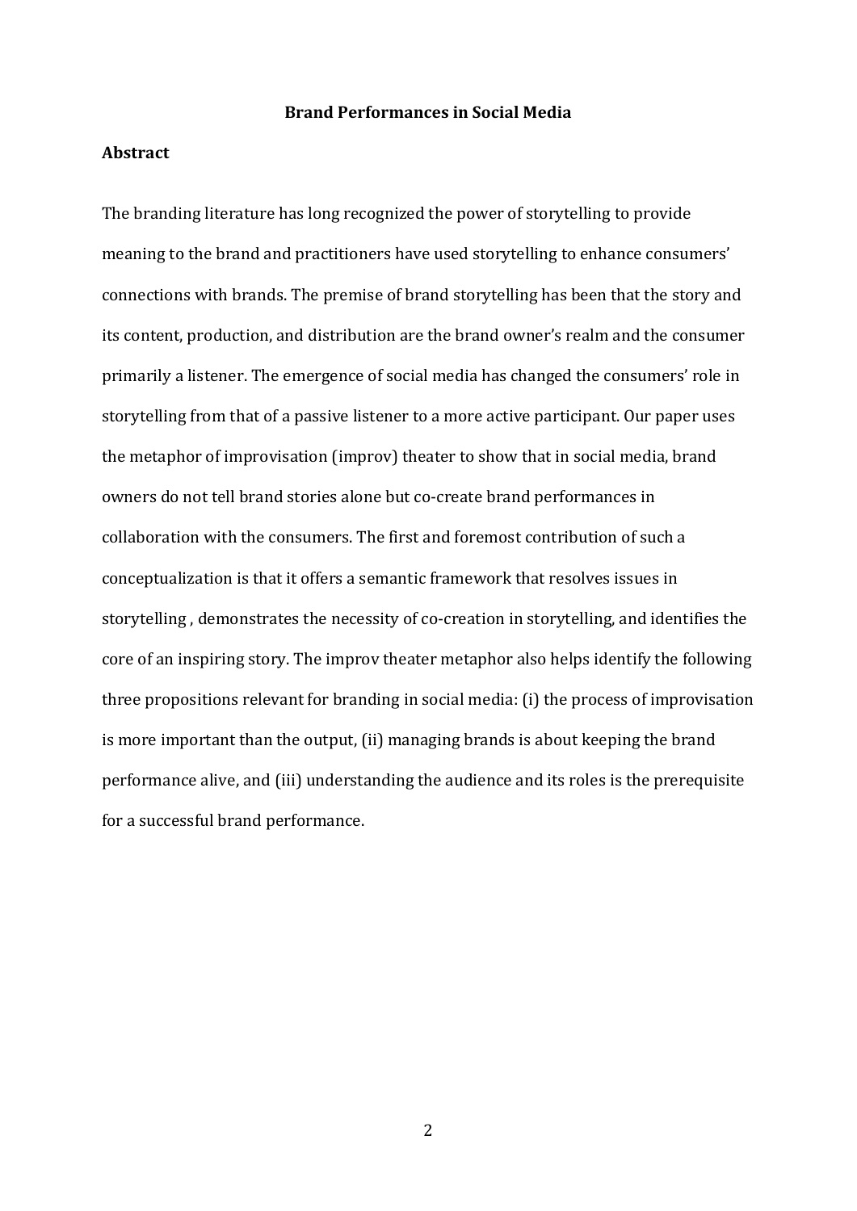**Brand Performances in Social Media**

## Abstract

The branding literature has long recognized the power of storytelling to provide meaning to the brand and practitioners have used storytelling to enhance consumers' connections with brands. The premise of brand storytelling has been that the story and its content, production, and distribution are the brand owner's realm and the consumer primarily a listener. The emergence of social media has changed the consumers' role in storytelling from that of a passive listener to a more active participant. Our paper uses the metaphor of improvisation (improv) theater to show that in social media, brand owners do not tell brand stories alone but co-create brand performances in collaboration with the consumers. The first and foremost contribution of such a conceptualization is that it offers a semantic framework that resolves issues in storytelling , demonstrates the necessity of co-creation in storytelling, and identifies the core of an inspiring story. The improv theater metaphor also helps identify the following three propositions relevant for branding in social media: (i) the process of improvisation is more important than the output, (ii) managing brands is about keeping the brand performance alive, and (iii) understanding the audience and its roles is the prerequisite for a successful brand performance.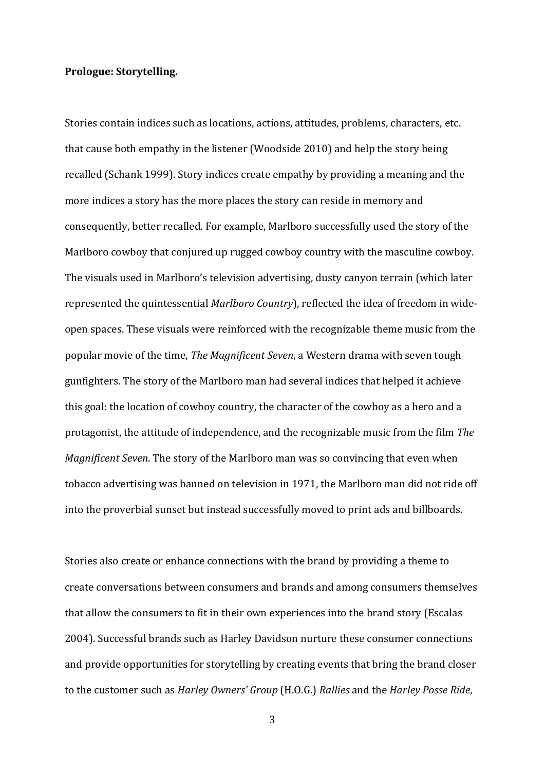**Prologue: Storytelling.**

Stories contain indices such as locations, actions, attitudes, problems, characters, etc. that cause both empathy in the listener (Woodside 2010) and help the story being recalled (Schank 1999). Story indices create empathy by providing a meaning and the more indices a story has the more places the story can reside in memory and consequently, better recalled. For example, Marlboro successfully used the story of the Marlboro cowboy that conjured up rugged cowboy country with the masculine cowboy. The visuals used in Marlboro's television advertising, dusty canyon terrain (which later represented the quintessential *Marlboro Country*), reflected the idea of freedom in wide-open spaces. These visuals were reinforced with the recognizable theme music from the popular movie of the time, *The Magnificent Seven*, a Western drama with seven tough gunfighters. The story of the Marlboro man had several indices that helped it achieve this goal: the location of cowboy country, the character of the cowboy as a hero and a protagonist, the attitude of independence, and the recognizable music from the film *The Magnificent Seven*. The story of the Marlboro man was so convincing that even when tobacco advertising was banned on television in 1971, the Marlboro man did not ride off into the proverbial sunset but instead successfully moved to print ads and billboards.

Stories also create or enhance connections with the brand by providing a theme to create conversations between consumers and brands and among consumers themselves that allow the consumers to fit in their own experiences into the brand story (Escalas 2004). Successful brands such as Harley Davidson nurture these consumer connections and provide opportunities for storytelling by creating events that bring the brand closer to the customer such as *Harley Owners' Group* (H.O.G.) *Rallies* and the *Harley Posse Ride*,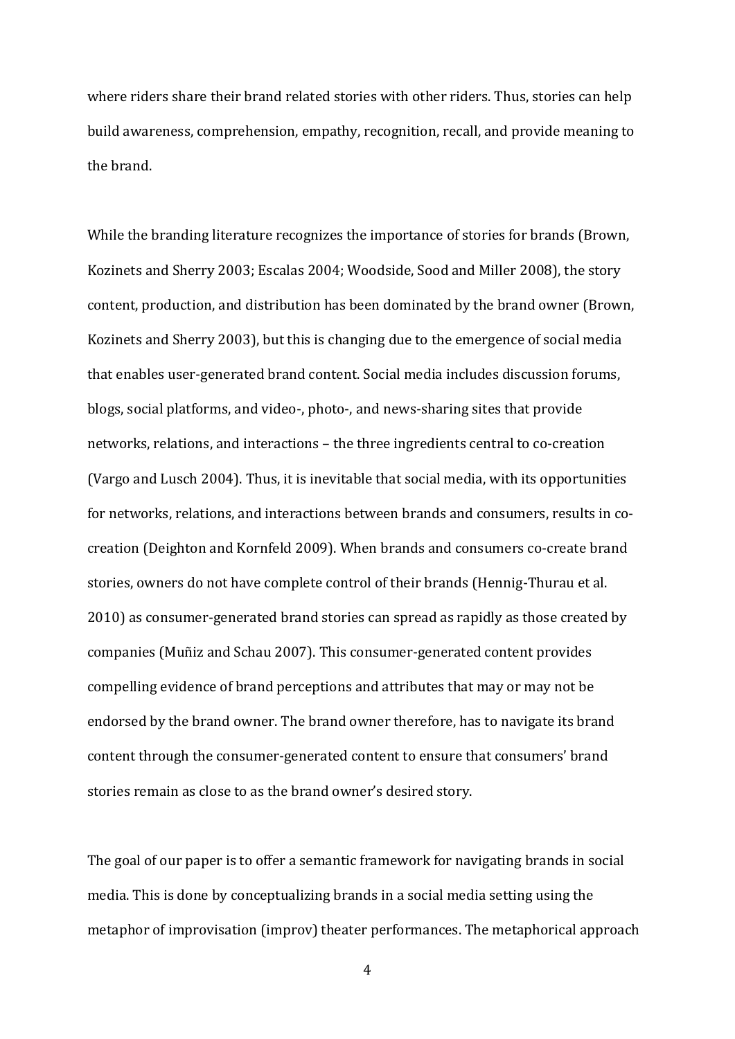where riders share their brand related stories with other riders. Thus, stories can help build awareness, comprehension, empathy, recognition, recall, and provide meaning to the brand.

While the branding literature recognizes the importance of stories for brands (Brown, Kozinets and Sherry 2003; Escalas 2004; Woodside, Sood and Miller 2008), the story content, production, and distribution has been dominated by the brand owner (Brown, Kozinets and Sherry 2003), but this is changing due to the emergence of social media that enables user-generated brand content. Social media includes discussion forums, blogs, social platforms, and video-, photo-, and news-sharing sites that provide networks, relations, and interactions – the three ingredients central to co-creation (Vargo and Lusch 2004). Thus, it is inevitable that social media, with its opportunities for networks, relations, and interactions between brands and consumers, results in co-creation (Deighton and Kornfeld 2009). When brands and consumers co-create brand stories, owners do not have complete control of their brands (Hennig-Thurau et al. 2010) as consumer-generated brand stories can spread as rapidly as those created by companies (Muñiz and Schau 2007). This consumer-generated content provides compelling evidence of brand perceptions and attributes that may or may not be endorsed by the brand owner. The brand owner therefore, has to navigate its brand content through the consumer-generated content to ensure that consumers' brand stories remain as close to as the brand owner's desired story.

The goal of our paper is to offer a semantic framework for navigating brands in social media. This is done by conceptualizing brands in a social media setting using the metaphor of improvisation (improv) theater performances. The metaphorical approach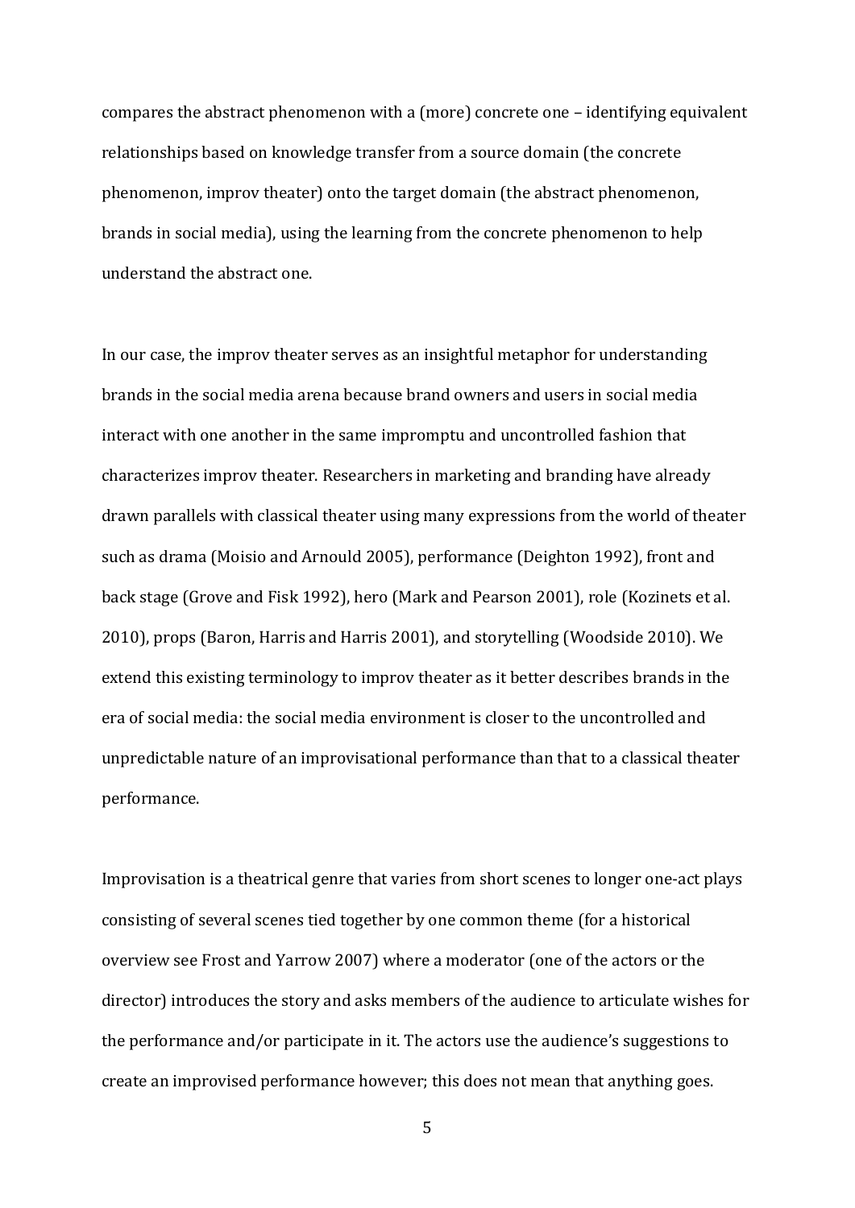compares the abstract phenomenon with a (more) concrete one – identifying equivalent relationships based on knowledge transfer from a source domain (the concrete phenomenon, improv theater) onto the target domain (the abstract phenomenon, brands in social media), using the learning from the concrete phenomenon to help understand the abstract one.

In our case, the improv theater serves as an insightful metaphor for understanding brands in the social media arena because brand owners and users in social media interact with one another in the same impromptu and uncontrolled fashion that characterizes improv theater. Researchers in marketing and branding have already drawn parallels with classical theater using many expressions from the world of theater such as drama (Moisio and Arnould 2005), performance (Deighton 1992), front and back stage (Grove and Fisk 1992), hero (Mark and Pearson 2001), role (Kozinets et al. 2010), props (Baron, Harris and Harris 2001), and storytelling (Woodside 2010). We extend this existing terminology to improv theater as it better describes brands in the era of social media: the social media environment is closer to the uncontrolled and unpredictable nature of an improvisational performance than that to a classical theater performance.

Improvisation is a theatrical genre that varies from short scenes to longer one-act plays consisting of several scenes tied together by one common theme (for a historical overview see Frost and Yarrow 2007) where a moderator (one of the actors or the director) introduces the story and asks members of the audience to articulate wishes for the performance and/or participate in it. The actors use the audience's suggestions to create an improvised performance however; this does not mean that anything goes.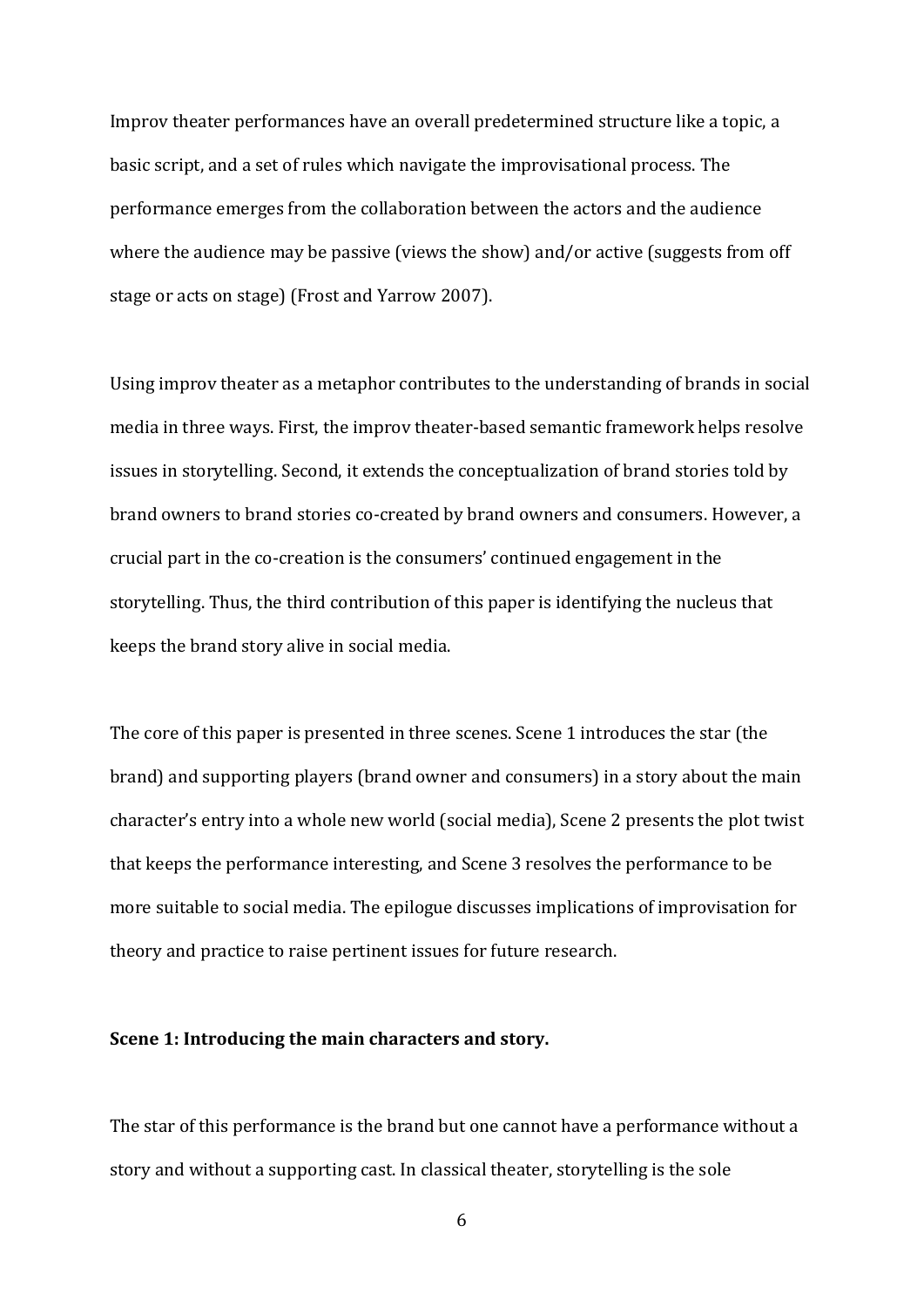Improv theater performances have an overall predetermined structure like a topic, a basic script, and a set of rules which navigate the improvisational process. The performance emerges from the collaboration between the actors and the audience where the audience may be passive (views the show) and/or active (suggests from off stage or acts on stage) (Frost and Yarrow 2007).

Using improv theater as a metaphor contributes to the understanding of brands in social media in three ways. First, the improv theater-based semantic framework helps resolve issues in storytelling. Second, it extends the conceptualization of brand stories told by brand owners to brand stories co-created by brand owners and consumers. However, a crucial part in the co-creation is the consumers' continued engagement in the storytelling. Thus, the third contribution of this paper is identifying the nucleus that keeps the brand story alive in social media.

The core of this paper is presented in three scenes. Scene 1 introduces the star (the brand) and supporting players (brand owner and consumers) in a story about the main character's entry into a whole new world (social media), Scene 2 presents the plot twist that keeps the performance interesting, and Scene 3 resolves the performance to be more suitable to social media. The epilogue discusses implications of improvisation for theory and practice to raise pertinent issues for future research.

**Scene 1: Introducing the main characters and story.**

The star of this performance is the brand but one cannot have a performance without a story and without a supporting cast. In classical theater, storytelling is the sole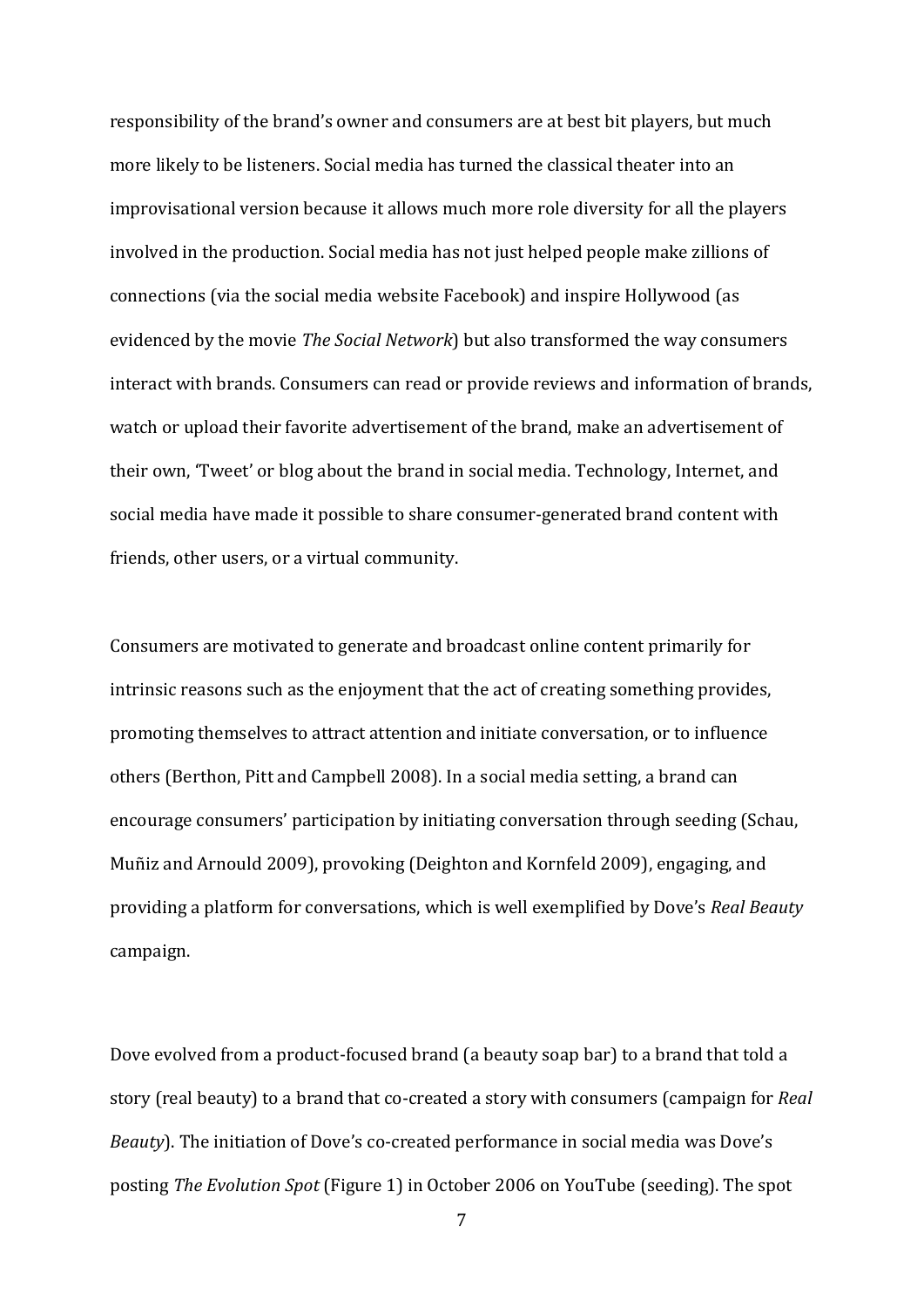responsibility of the brand's owner and consumers are at best bit players, but much more likely to be listeners. Social media has turned the classical theater into an improvisational version because it allows much more role diversity for all the players involved in the production. Social media has not just helped people make zillions of connections (via the social media website Facebook) and inspire Hollywood (as evidenced by the movie *The Social Network*) but also transformed the way consumers interact with brands. Consumers can read or provide reviews and information of brands, watch or upload their favorite advertisement of the brand, make an advertisement of their own, 'Tweet' or blog about the brand in social media. Technology, Internet, and social media have made it possible to share consumer-generated brand content with friends, other users, or a virtual community.

Consumers are motivated to generate and broadcast online content primarily for intrinsic reasons such as the enjoyment that the act of creating something provides, promoting themselves to attract attention and initiate conversation, or to influence others (Berthon, Pitt and Campbell 2008). In a social media setting, a brand can encourage consumers' participation by initiating conversation through seeding (Schau, Muñiz and Arnould 2009), provoking (Deighton and Kornfeld 2009), engaging, and providing a platform for conversations, which is well exemplified by Dove's *Real Beauty* campaign.

Dove evolved from a product-focused brand (a beauty soap bar) to a brand that told a story (real beauty) to a brand that co-created a story with consumers (campaign for *Real Beauty*). The initiation of Dove's co-created performance in social media was Dove's posting *The Evolution Spot* (Figure 1) in October 2006 on YouTube (seeding). The spot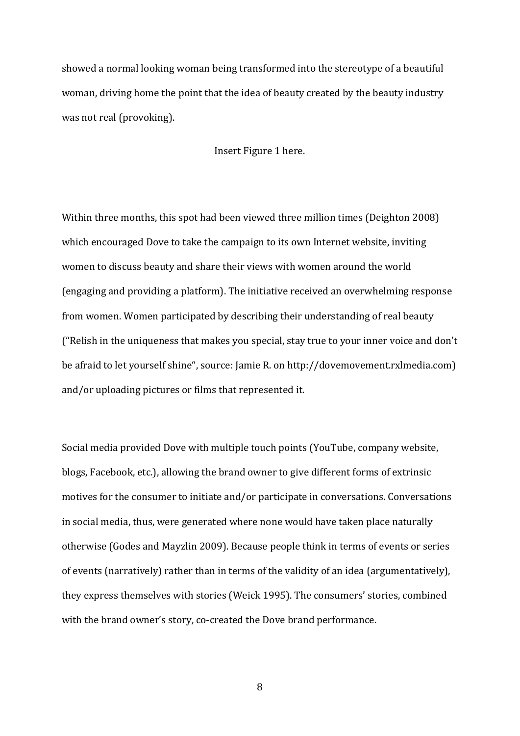showed a normal looking woman being transformed into the stereotype of a beautiful woman, driving home the point that the idea of beauty created by the beauty industry was not real (provoking).

Insert Figure 1 here.

Within three months, this spot had been viewed three million times (Deighton 2008) which encouraged Dove to take the campaign to its own Internet website, inviting women to discuss beauty and share their views with women around the world (engaging and providing a platform). The initiative received an overwhelming response from women. Women participated by describing their understanding of real beauty ("Relish in the uniqueness that makes you special, stay true to your inner voice and don't be afraid to let yourself shine", source: Jamie R. on http://dovemovement.rxlmedia.com) and/or uploading pictures or films that represented it.

Social media provided Dove with multiple touch points (YouTube, company website, blogs, Facebook, etc.), allowing the brand owner to give different forms of extrinsic motives for the consumer to initiate and/or participate in conversations. Conversations in social media, thus, were generated where none would have taken place naturally otherwise (Godes and Mayzlin 2009). Because people think in terms of events or series of events (narratively) rather than in terms of the validity of an idea (argumentatively), they express themselves with stories (Weick 1995). The consumers' stories, combined with the brand owner's story, co-created the Dove brand performance.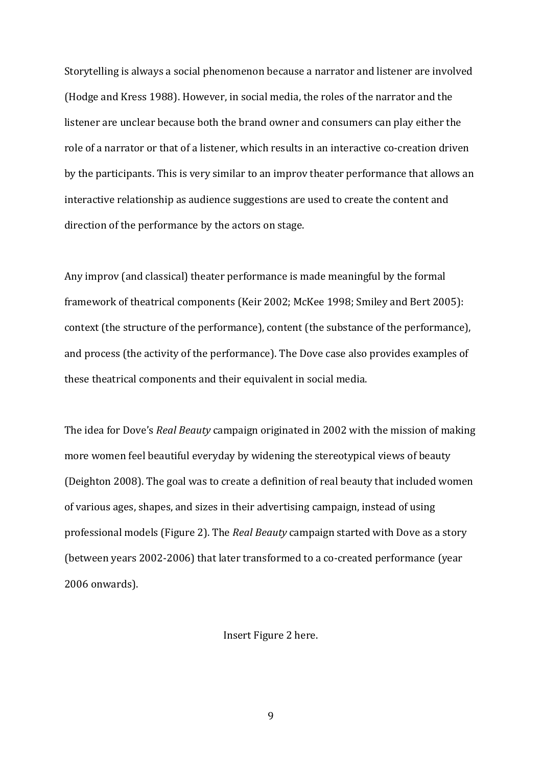Storytelling is always a social phenomenon because a narrator and listener are involved (Hodge and Kress 1988). However, in social media, the roles of the narrator and the listener are unclear because both the brand owner and consumers can play either the role of a narrator or that of a listener, which results in an interactive co-creation driven by the participants. This is very similar to an improv theater performance that allows an interactive relationship as audience suggestions are used to create the content and direction of the performance by the actors on stage.

Any improv (and classical) theater performance is made meaningful by the formal framework of theatrical components (Keir 2002; McKee 1998; Smiley and Bert 2005): context (the structure of the performance), content (the substance of the performance), and process (the activity of the performance). The Dove case also provides examples of these theatrical components and their equivalent in social media.

The idea for Dove's *Real Beauty* campaign originated in 2002 with the mission of making more women feel beautiful everyday by widening the stereotypical views of beauty (Deighton 2008). The goal was to create a definition of real beauty that included women of various ages, shapes, and sizes in their advertising campaign, instead of using professional models (Figure 2). The *Real Beauty* campaign started with Dove as a story (between years 2002-2006) that later transformed to a co-created performance (year 2006 onwards).

Insert Figure 2 here.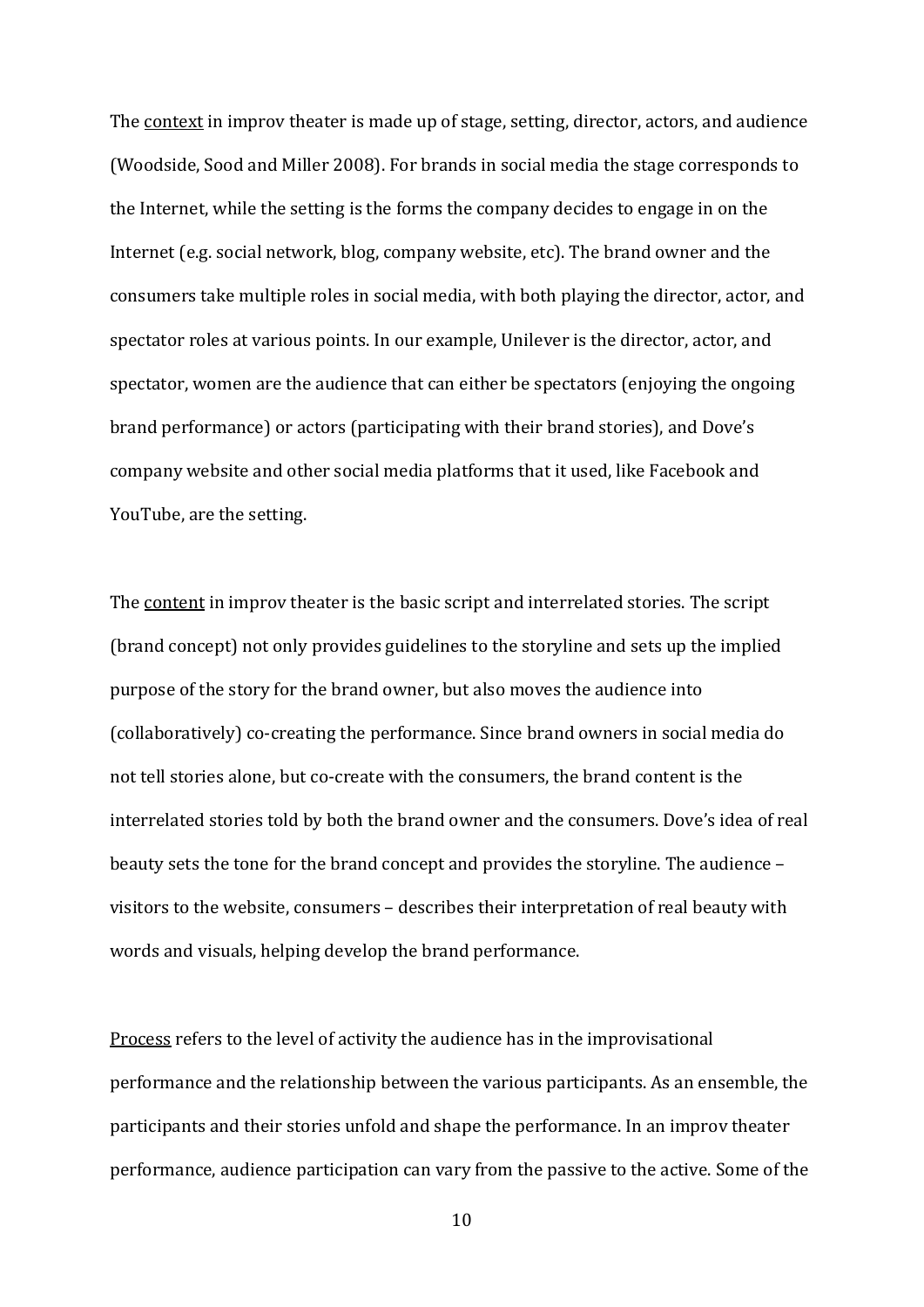The <u>context</u> in improv theater is made up of stage, setting, director, actors, and audience (Woodside, Sood and Miller 2008). For brands in social media the stage corresponds to the Internet, while the setting is the forms the company decides to engage in on the Internet (e.g. social network, blog, company website, etc). The brand owner and the consumers take multiple roles in social media, with both playing the director, actor, and spectator roles at various points. In our example, Unilever is the director, actor, and spectator, women are the audience that can either be spectators (enjoying the ongoing brand performance) or actors (participating with their brand stories), and Dove's company website and other social media platforms that it used, like Facebook and YouTube, are the setting.

The <u>content</u> in improv theater is the basic script and interrelated stories. The script (brand concept) not only provides guidelines to the storyline and sets up the implied purpose of the story for the brand owner, but also moves the audience into (collaboratively) co-creating the performance. Since brand owners in social media do not tell stories alone, but co-create with the consumers, the brand content is the interrelated stories told by both the brand owner and the consumers. Dove's idea of real beauty sets the tone for the brand concept and provides the storyline. The audience – visitors to the website, consumers – describes their interpretation of real beauty with words and visuals, helping develop the brand performance.

<u>Process</u> refers to the level of activity the audience has in the improvisational performance and the relationship between the various participants. As an ensemble, the participants and their stories unfold and shape the performance. In an improv theater performance, audience participation can vary from the passive to the active. Some of the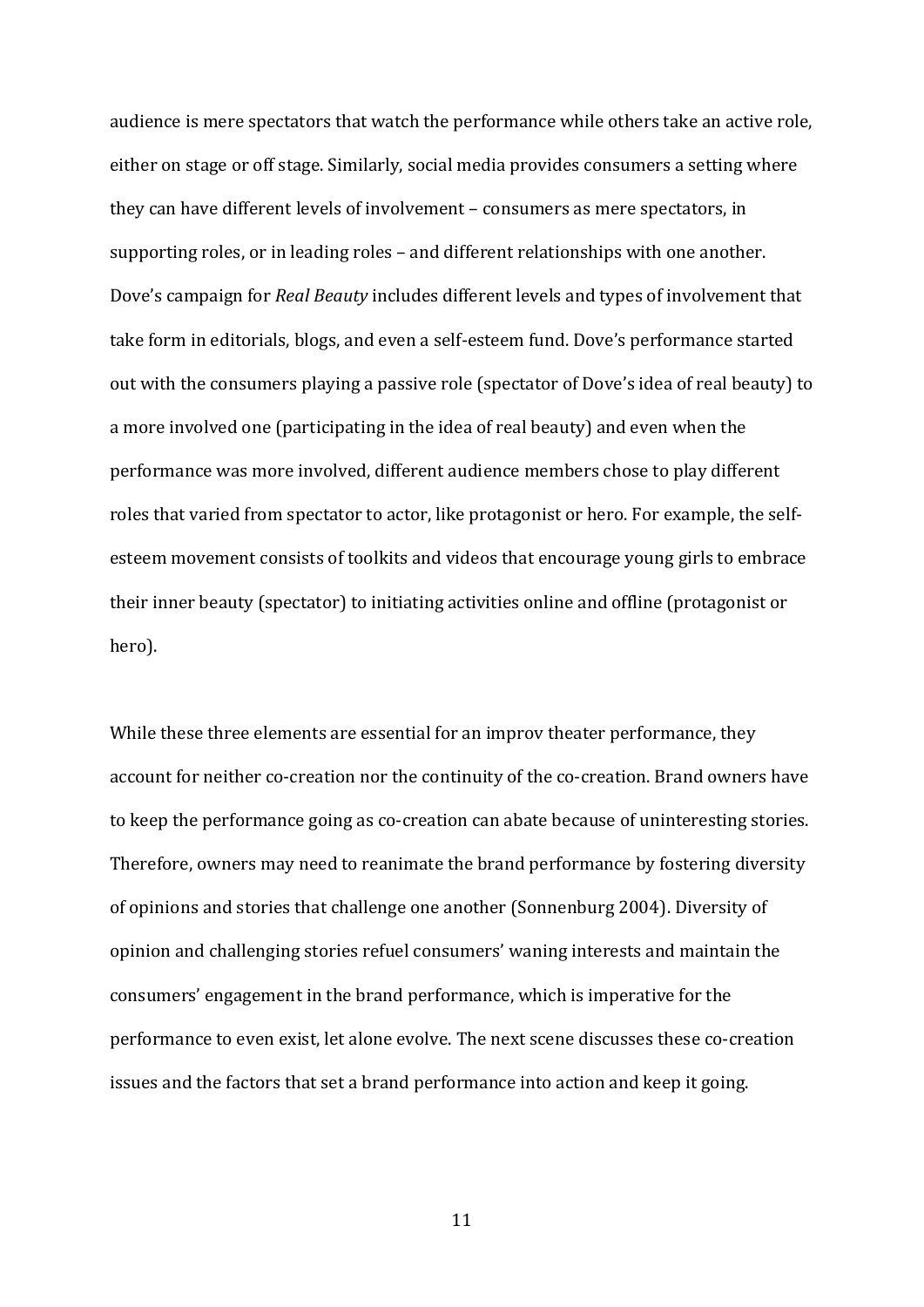audience is mere spectators that watch the performance while others take an active role, either on stage or off stage. Similarly, social media provides consumers a setting where they can have different levels of involvement – consumers as mere spectators, in supporting roles, or in leading roles – and different relationships with one another. Dove's campaign for *Real Beauty* includes different levels and types of involvement that take form in editorials, blogs, and even a self-esteem fund. Dove's performance started out with the consumers playing a passive role (spectator of Dove's idea of real beauty) to a more involved one (participating in the idea of real beauty) and even when the performance was more involved, different audience members chose to play different roles that varied from spectator to actor, like protagonist or hero. For example, the self-esteem movement consists of toolkits and videos that encourage young girls to embrace their inner beauty (spectator) to initiating activities online and offline (protagonist or hero).

While these three elements are essential for an improv theater performance, they account for neither co-creation nor the continuity of the co-creation. Brand owners have to keep the performance going as co-creation can abate because of uninteresting stories. Therefore, owners may need to reanimate the brand performance by fostering diversity of opinions and stories that challenge one another (Sonnenburg 2004). Diversity of opinion and challenging stories refuel consumers' waning interests and maintain the consumers' engagement in the brand performance, which is imperative for the performance to even exist, let alone evolve. The next scene discusses these co-creation issues and the factors that set a brand performance into action and keep it going.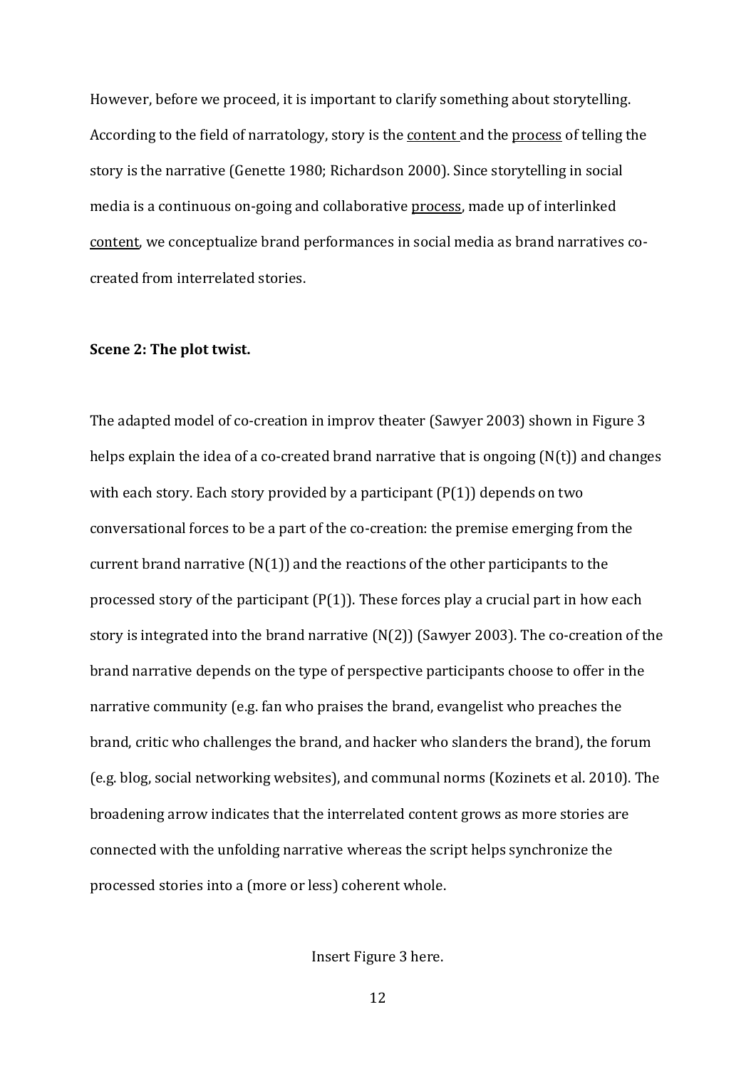However, before we proceed, it is important to clarify something about storytelling. According to the field of narratology, story is the <u>content</u> and the <u>process</u> of telling the story is the narrative (Genette 1980; Richardson 2000). Since storytelling in social media is a continuous on-going and collaborative <u>process</u>, made up of interlinked <u>content</u>, we conceptualize brand performances in social media as brand narratives co-created from interrelated stories.

**Scene 2: The plot twist.**

The adapted model of co-creation in improv theater (Sawyer 2003) shown in Figure 3 helps explain the idea of a co-created brand narrative that is ongoing (N(t)) and changes with each story. Each story provided by a participant (P(1)) depends on two conversational forces to be a part of the co-creation: the premise emerging from the current brand narrative (N(1)) and the reactions of the other participants to the processed story of the participant (P(1)). These forces play a crucial part in how each story is integrated into the brand narrative (N(2)) (Sawyer 2003). The co-creation of the brand narrative depends on the type of perspective participants choose to offer in the narrative community (e.g. fan who praises the brand, evangelist who preaches the brand, critic who challenges the brand, and hacker who slanders the brand), the forum (e.g. blog, social networking websites), and communal norms (Kozinets et al. 2010). The broadening arrow indicates that the interrelated content grows as more stories are connected with the unfolding narrative whereas the script helps synchronize the processed stories into a (more or less) coherent whole.

Insert Figure 3 here.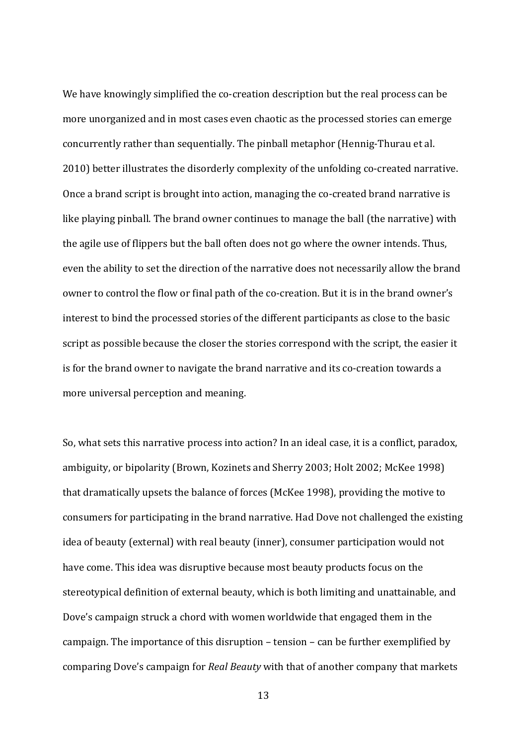We have knowingly simplified the co-creation description but the real process can be more unorganized and in most cases even chaotic as the processed stories can emerge concurrently rather than sequentially. The pinball metaphor (Hennig-Thurau et al. 2010) better illustrates the disorderly complexity of the unfolding co-created narrative. Once a brand script is brought into action, managing the co-created brand narrative is like playing pinball. The brand owner continues to manage the ball (the narrative) with the agile use of flippers but the ball often does not go where the owner intends. Thus, even the ability to set the direction of the narrative does not necessarily allow the brand owner to control the flow or final path of the co-creation. But it is in the brand owner's interest to bind the processed stories of the different participants as close to the basic script as possible because the closer the stories correspond with the script, the easier it is for the brand owner to navigate the brand narrative and its co-creation towards a more universal perception and meaning.

So, what sets this narrative process into action? In an ideal case, it is a conflict, paradox, ambiguity, or bipolarity (Brown, Kozinets and Sherry 2003; Holt 2002; McKee 1998) that dramatically upsets the balance of forces (McKee 1998), providing the motive to consumers for participating in the brand narrative. Had Dove not challenged the existing idea of beauty (external) with real beauty (inner), consumer participation would not have come. This idea was disruptive because most beauty products focus on the stereotypical definition of external beauty, which is both limiting and unattainable, and Dove's campaign struck a chord with women worldwide that engaged them in the campaign. The importance of this disruption – tension – can be further exemplified by comparing Dove's campaign for *Real Beauty* with that of another company that markets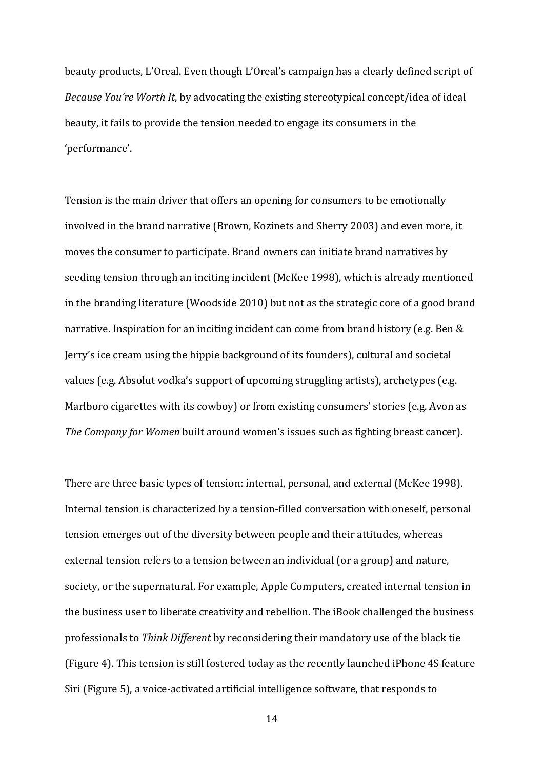beauty products, L'Oreal. Even though L'Oreal's campaign has a clearly defined script of *Because You're Worth It*, by advocating the existing stereotypical concept/idea of ideal beauty, it fails to provide the tension needed to engage its consumers in the 'performance'.

Tension is the main driver that offers an opening for consumers to be emotionally involved in the brand narrative (Brown, Kozinets and Sherry 2003) and even more, it moves the consumer to participate. Brand owners can initiate brand narratives by seeding tension through an inciting incident (McKee 1998), which is already mentioned in the branding literature (Woodside 2010) but not as the strategic core of a good brand narrative. Inspiration for an inciting incident can come from brand history (e.g. Ben & Jerry's ice cream using the hippie background of its founders), cultural and societal values (e.g. Absolut vodka's support of upcoming struggling artists), archetypes (e.g. Marlboro cigarettes with its cowboy) or from existing consumers' stories (e.g. Avon as *The Company for Women* built around women's issues such as fighting breast cancer).

There are three basic types of tension: internal, personal, and external (McKee 1998). Internal tension is characterized by a tension-filled conversation with oneself, personal tension emerges out of the diversity between people and their attitudes, whereas external tension refers to a tension between an individual (or a group) and nature, society, or the supernatural. For example, Apple Computers, created internal tension in the business user to liberate creativity and rebellion. The iBook challenged the business professionals to *Think Different* by reconsidering their mandatory use of the black tie (Figure 4). This tension is still fostered today as the recently launched iPhone 4S feature Siri (Figure 5), a voice-activated artificial intelligence software, that responds to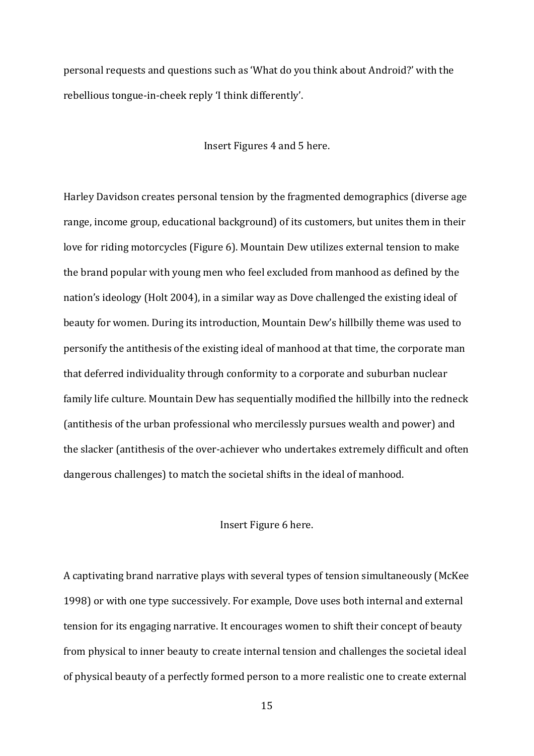personal requests and questions such as 'What do you think about Android?' with the rebellious tongue-in-cheek reply 'I think differently'.

Insert Figures 4 and 5 here.

Harley Davidson creates personal tension by the fragmented demographics (diverse age range, income group, educational background) of its customers, but unites them in their love for riding motorcycles (Figure 6). Mountain Dew utilizes external tension to make the brand popular with young men who feel excluded from manhood as defined by the nation's ideology (Holt 2004), in a similar way as Dove challenged the existing ideal of beauty for women. During its introduction, Mountain Dew's hillbilly theme was used to personify the antithesis of the existing ideal of manhood at that time, the corporate man that deferred individuality through conformity to a corporate and suburban nuclear family life culture. Mountain Dew has sequentially modified the hillbilly into the redneck (antithesis of the urban professional who mercilessly pursues wealth and power) and the slacker (antithesis of the over-achiever who undertakes extremely difficult and often dangerous challenges) to match the societal shifts in the ideal of manhood.

Insert Figure 6 here.

A captivating brand narrative plays with several types of tension simultaneously (McKee 1998) or with one type successively. For example, Dove uses both internal and external tension for its engaging narrative. It encourages women to shift their concept of beauty from physical to inner beauty to create internal tension and challenges the societal ideal of physical beauty of a perfectly formed person to a more realistic one to create external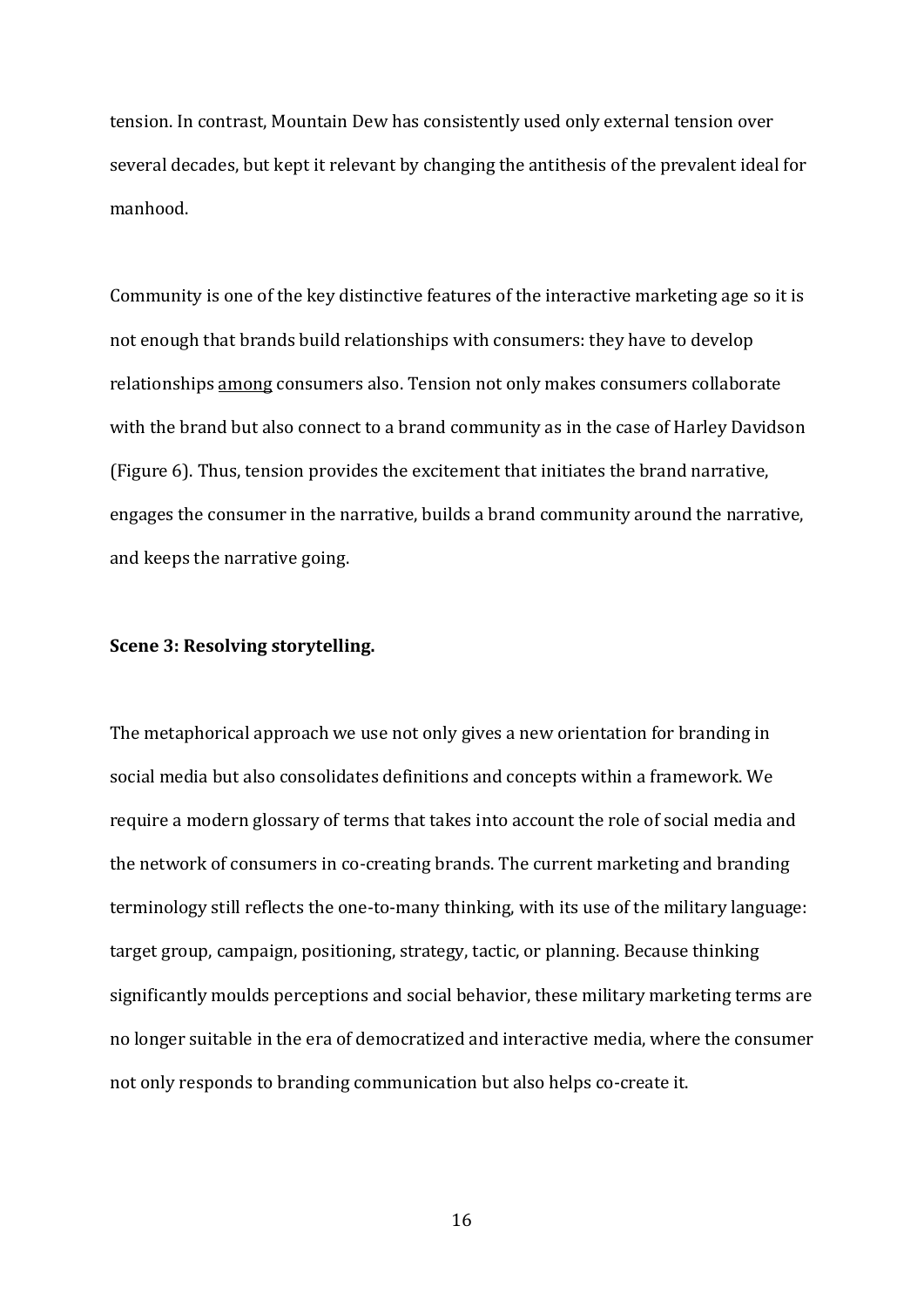tension. In contrast, Mountain Dew has consistently used only external tension over several decades, but kept it relevant by changing the antithesis of the prevalent ideal for manhood.

Community is one of the key distinctive features of the interactive marketing age so it is not enough that brands build relationships with consumers: they have to develop relationships <u>among</u> consumers also. Tension not only makes consumers collaborate with the brand but also connect to a brand community as in the case of Harley Davidson (Figure 6). Thus, tension provides the excitement that initiates the brand narrative, engages the consumer in the narrative, builds a brand community around the narrative, and keeps the narrative going.

**Scene 3: Resolving storytelling.**

The metaphorical approach we use not only gives a new orientation for branding in social media but also consolidates definitions and concepts within a framework. We require a modern glossary of terms that takes into account the role of social media and the network of consumers in co-creating brands. The current marketing and branding terminology still reflects the one-to-many thinking, with its use of the military language: target group, campaign, positioning, strategy, tactic, or planning. Because thinking significantly moulds perceptions and social behavior, these military marketing terms are no longer suitable in the era of democratized and interactive media, where the consumer not only responds to branding communication but also helps co-create it.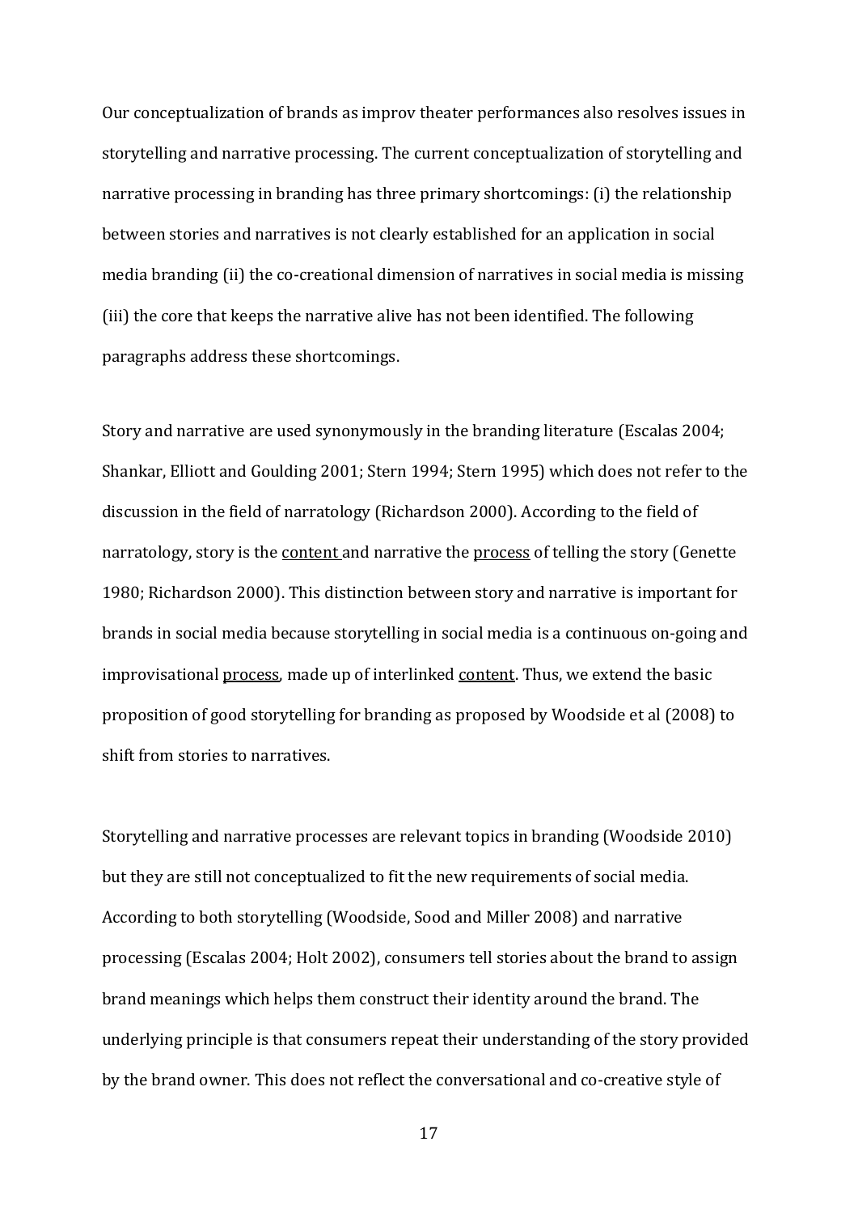Our conceptualization of brands as improv theater performances also resolves issues in storytelling and narrative processing. The current conceptualization of storytelling and narrative processing in branding has three primary shortcomings: (i) the relationship between stories and narratives is not clearly established for an application in social media branding (ii) the co-creational dimension of narratives in social media is missing (iii) the core that keeps the narrative alive has not been identified. The following paragraphs address these shortcomings.

Story and narrative are used synonymously in the branding literature (Escalas 2004; Shankar, Elliott and Goulding 2001; Stern 1994; Stern 1995) which does not refer to the discussion in the field of narratology (Richardson 2000). According to the field of narratology, story is the <u>content</u> and narrative the <u>process</u> of telling the story (Genette 1980; Richardson 2000). This distinction between story and narrative is important for brands in social media because storytelling in social media is a continuous on-going and improvisational <u>process</u>, made up of interlinked <u>content</u>. Thus, we extend the basic proposition of good storytelling for branding as proposed by Woodside et al (2008) to shift from stories to narratives.

Storytelling and narrative processes are relevant topics in branding (Woodside 2010) but they are still not conceptualized to fit the new requirements of social media. According to both storytelling (Woodside, Sood and Miller 2008) and narrative processing (Escalas 2004; Holt 2002), consumers tell stories about the brand to assign brand meanings which helps them construct their identity around the brand. The underlying principle is that consumers repeat their understanding of the story provided by the brand owner. This does not reflect the conversational and co-creative style of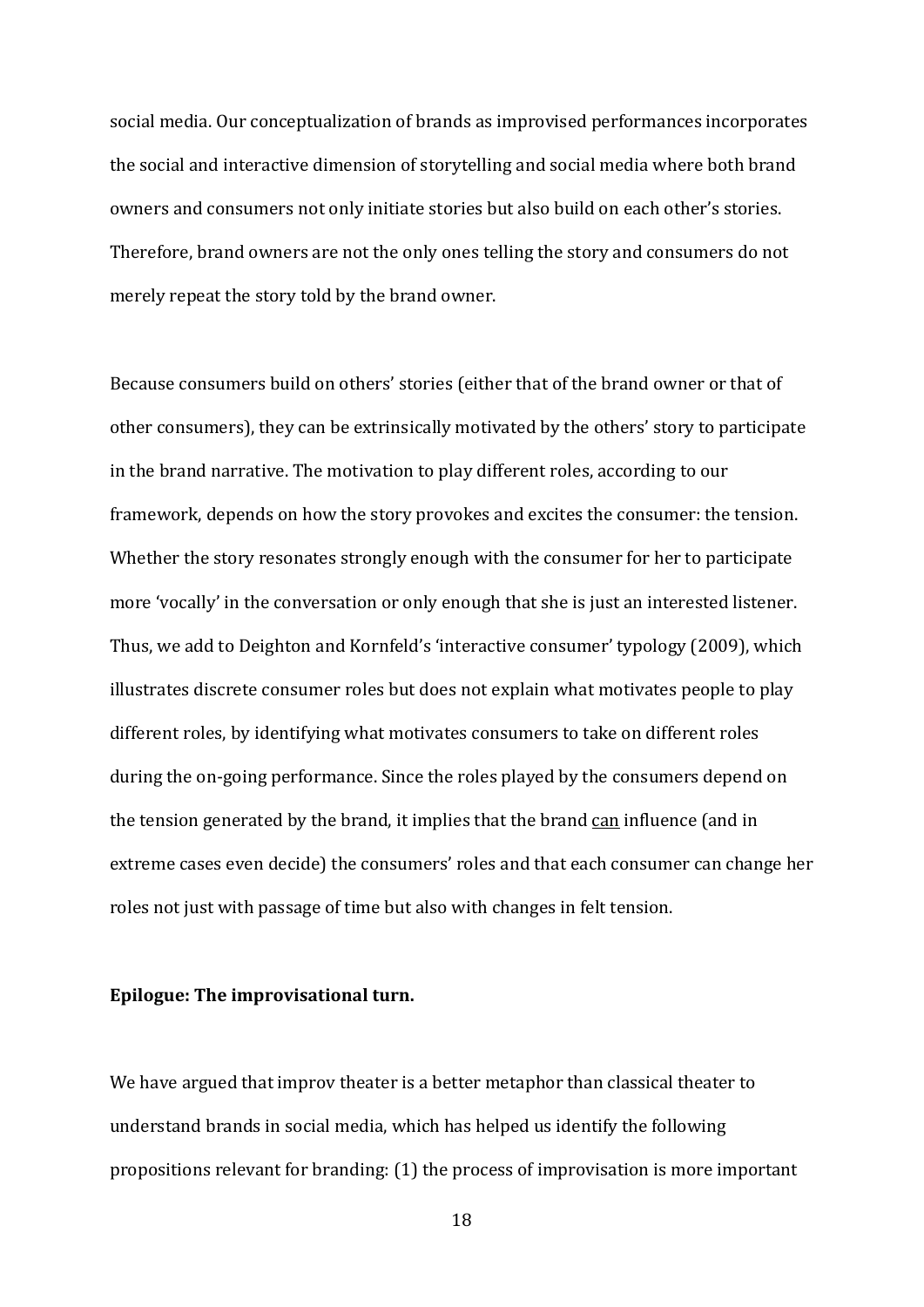social media. Our conceptualization of brands as improvised performances incorporates the social and interactive dimension of storytelling and social media where both brand owners and consumers not only initiate stories but also build on each other's stories. Therefore, brand owners are not the only ones telling the story and consumers do not merely repeat the story told by the brand owner.

Because consumers build on others' stories (either that of the brand owner or that of other consumers), they can be extrinsically motivated by the others' story to participate in the brand narrative. The motivation to play different roles, according to our framework, depends on how the story provokes and excites the consumer: the tension. Whether the story resonates strongly enough with the consumer for her to participate more 'vocally' in the conversation or only enough that she is just an interested listener. Thus, we add to Deighton and Kornfeld's 'interactive consumer' typology (2009), which illustrates discrete consumer roles but does not explain what motivates people to play different roles, by identifying what motivates consumers to take on different roles during the on-going performance. Since the roles played by the consumers depend on the tension generated by the brand, it implies that the brand <u>can</u> influence (and in extreme cases even decide) the consumers' roles and that each consumer can change her roles not just with passage of time but also with changes in felt tension.

**Epilogue: The improvisational turn.**

We have argued that improv theater is a better metaphor than classical theater to understand brands in social media, which has helped us identify the following propositions relevant for branding: (1) the process of improvisation is more important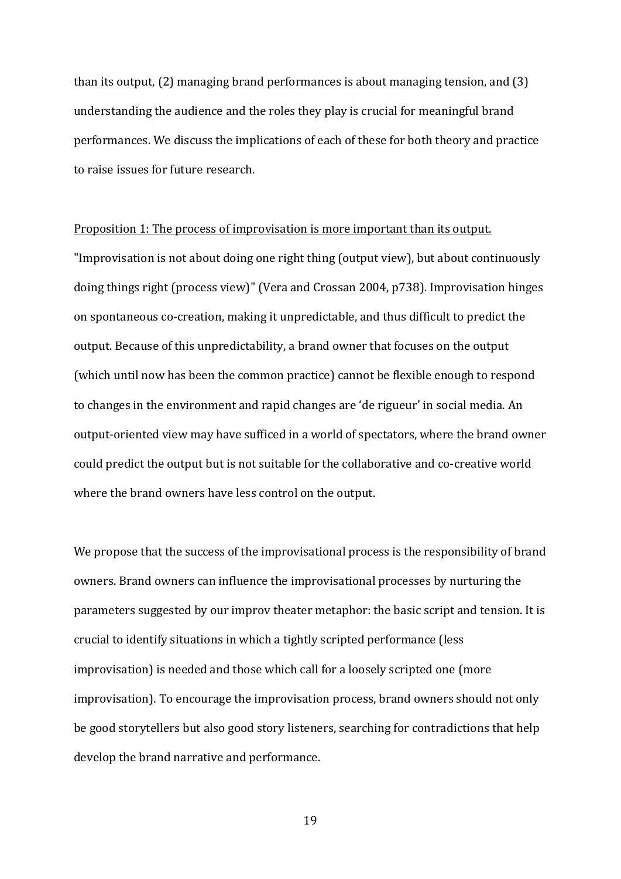than its output, (2) managing brand performances is about managing tension, and (3) understanding the audience and the roles they play is crucial for meaningful brand performances. We discuss the implications of each of these for both theory and practice to raise issues for future research.

<u>Proposition 1: The process of improvisation is more important than its output.</u>

"Improvisation is not about doing one right thing (output view), but about continuously doing things right (process view)" (Vera and Crossan 2004, p738). Improvisation hinges on spontaneous co-creation, making it unpredictable, and thus difficult to predict the output. Because of this unpredictability, a brand owner that focuses on the output (which until now has been the common practice) cannot be flexible enough to respond to changes in the environment and rapid changes are 'de rigueur' in social media. An output-oriented view may have sufficed in a world of spectators, where the brand owner could predict the output but is not suitable for the collaborative and co-creative world where the brand owners have less control on the output.

We propose that the success of the improvisational process is the responsibility of brand owners. Brand owners can influence the improvisational processes by nurturing the parameters suggested by our improv theater metaphor: the basic script and tension. It is crucial to identify situations in which a tightly scripted performance (less improvisation) is needed and those which call for a loosely scripted one (more improvisation). To encourage the improvisation process, brand owners should not only be good storytellers but also good story listeners, searching for contradictions that help develop the brand narrative and performance.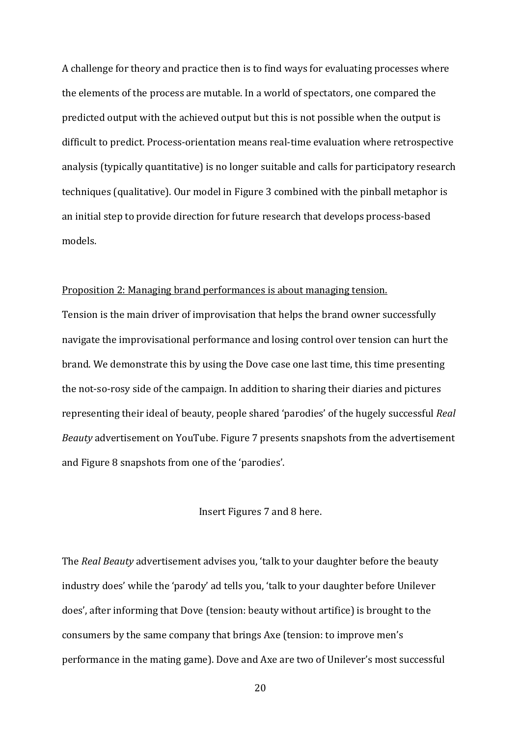A challenge for theory and practice then is to find ways for evaluating processes where the elements of the process are mutable. In a world of spectators, one compared the predicted output with the achieved output but this is not possible when the output is difficult to predict. Process-orientation means real-time evaluation where retrospective analysis (typically quantitative) is no longer suitable and calls for participatory research techniques (qualitative). Our model in Figure 3 combined with the pinball metaphor is an initial step to provide direction for future research that develops process-based models.

<u>Proposition 2: Managing brand performances is about managing tension.</u>

Tension is the main driver of improvisation that helps the brand owner successfully navigate the improvisational performance and losing control over tension can hurt the brand. We demonstrate this by using the Dove case one last time, this time presenting the not-so-rosy side of the campaign. In addition to sharing their diaries and pictures representing their ideal of beauty, people shared 'parodies' of the hugely successful *Real Beauty* advertisement on YouTube. Figure 7 presents snapshots from the advertisement and Figure 8 snapshots from one of the 'parodies'.

Insert Figures 7 and 8 here.

The *Real Beauty* advertisement advises you, 'talk to your daughter before the beauty industry does' while the 'parody' ad tells you, 'talk to your daughter before Unilever does', after informing that Dove (tension: beauty without artifice) is brought to the consumers by the same company that brings Axe (tension: to improve men's performance in the mating game). Dove and Axe are two of Unilever's most successful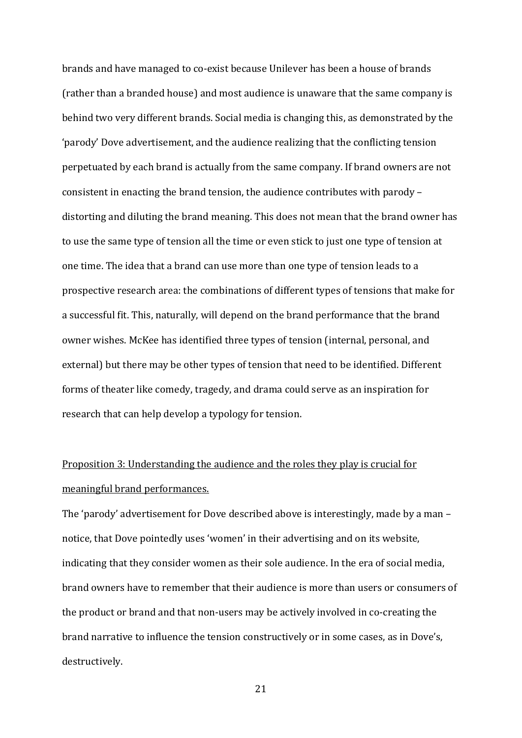brands and have managed to co-exist because Unilever has been a house of brands (rather than a branded house) and most audience is unaware that the same company is behind two very different brands. Social media is changing this, as demonstrated by the 'parody' Dove advertisement, and the audience realizing that the conflicting tension perpetuated by each brand is actually from the same company. If brand owners are not consistent in enacting the brand tension, the audience contributes with parody – distorting and diluting the brand meaning. This does not mean that the brand owner has to use the same type of tension all the time or even stick to just one type of tension at one time. The idea that a brand can use more than one type of tension leads to a prospective research area: the combinations of different types of tensions that make for a successful fit. This, naturally, will depend on the brand performance that the brand owner wishes. McKee has identified three types of tension (internal, personal, and external) but there may be other types of tension that need to be identified. Different forms of theater like comedy, tragedy, and drama could serve as an inspiration for research that can help develop a typology for tension.

<u>Proposition 3: Understanding the audience and the roles they play is crucial for meaningful brand performances.</u>

The 'parody' advertisement for Dove described above is interestingly, made by a man – notice, that Dove pointedly uses 'women' in their advertising and on its website, indicating that they consider women as their sole audience. In the era of social media, brand owners have to remember that their audience is more than users or consumers of the product or brand and that non-users may be actively involved in co-creating the brand narrative to influence the tension constructively or in some cases, as in Dove's, destructively.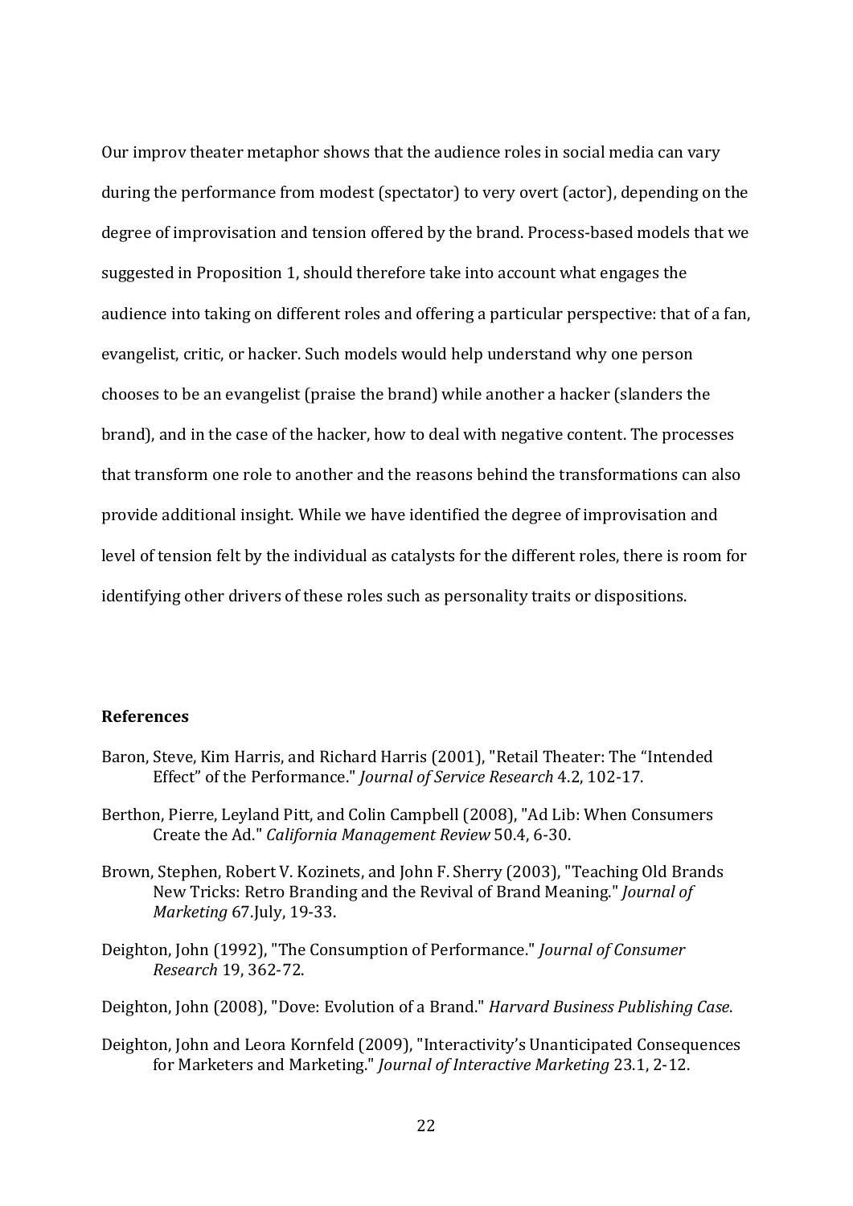Our improv theater metaphor shows that the audience roles in social media can vary during the performance from modest (spectator) to very overt (actor), depending on the degree of improvisation and tension offered by the brand. Process-based models that we suggested in Proposition 1, should therefore take into account what engages the audience into taking on different roles and offering a particular perspective: that of a fan, evangelist, critic, or hacker. Such models would help understand why one person chooses to be an evangelist (praise the brand) while another a hacker (slanders the brand), and in the case of the hacker, how to deal with negative content. The processes that transform one role to another and the reasons behind the transformations can also provide additional insight. While we have identified the degree of improvisation and level of tension felt by the individual as catalysts for the different roles, there is room for identifying other drivers of these roles such as personality traits or dispositions.

**References**

Baron, Steve, Kim Harris, and Richard Harris (2001), "Retail Theater: The "Intended Effect" of the Performance." *Journal of Service Research* 4.2, 102-17.

Berthon, Pierre, Leyland Pitt, and Colin Campbell (2008), "Ad Lib: When Consumers Create the Ad." *California Management Review* 50.4, 6-30.

Brown, Stephen, Robert V. Kozinets, and John F. Sherry (2003), "Teaching Old Brands New Tricks: Retro Branding and the Revival of Brand Meaning." *Journal of Marketing* 67.July, 19-33.

Deighton, John (1992), "The Consumption of Performance." *Journal of Consumer Research* 19, 362-72.

Deighton, John (2008), "Dove: Evolution of a Brand." *Harvard Business Publishing Case*.

Deighton, John and Leora Kornfeld (2009), "Interactivity's Unanticipated Consequences for Marketers and Marketing." *Journal of Interactive Marketing* 23.1, 2-12.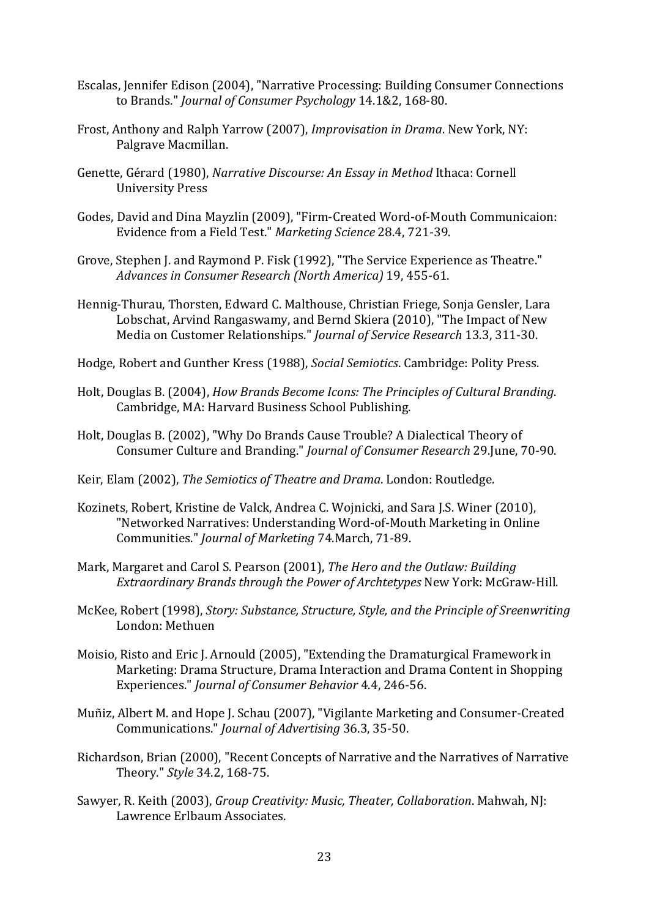Escalas, Jennifer Edison (2004), "Narrative Processing: Building Consumer Connections to Brands." *Journal of Consumer Psychology* 14.1&2, 168-80.

Frost, Anthony and Ralph Yarrow (2007), *Improvisation in Drama*. New York, NY: Palgrave Macmillan.

Genette, Gérard (1980), *Narrative Discourse: An Essay in Method* Ithaca: Cornell University Press

Godes, David and Dina Mayzlin (2009), "Firm-Created Word-of-Mouth Communicaion: Evidence from a Field Test." *Marketing Science* 28.4, 721-39.

Grove, Stephen J. and Raymond P. Fisk (1992), "The Service Experience as Theatre." *Advances in Consumer Research (North America)* 19, 455-61.

Hennig-Thurau, Thorsten, Edward C. Malthouse, Christian Friege, Sonja Gensler, Lara Lobschat, Arvind Rangaswamy, and Bernd Skiera (2010), "The Impact of New Media on Customer Relationships." *Journal of Service Research* 13.3, 311-30.

Hodge, Robert and Gunther Kress (1988), *Social Semiotics*. Cambridge: Polity Press.

Holt, Douglas B. (2004), *How Brands Become Icons: The Principles of Cultural Branding*. Cambridge, MA: Harvard Business School Publishing.

Holt, Douglas B. (2002), "Why Do Brands Cause Trouble? A Dialectical Theory of Consumer Culture and Branding." *Journal of Consumer Research* 29.June, 70-90.

Keir, Elam (2002), *The Semiotics of Theatre and Drama*. London: Routledge.

Kozinets, Robert, Kristine de Valck, Andrea C. Wojnicki, and Sara J.S. Winer (2010), "Networked Narratives: Understanding Word-of-Mouth Marketing in Online Communities." *Journal of Marketing* 74.March, 71-89.

Mark, Margaret and Carol S. Pearson (2001), *The Hero and the Outlaw: Building Extraordinary Brands through the Power of Archtetypes* New York: McGraw-Hill.

McKee, Robert (1998), *Story: Substance, Structure, Style, and the Principle of Sreenwriting* London: Methuen

Moisio, Risto and Eric J. Arnould (2005), "Extending the Dramaturgical Framework in Marketing: Drama Structure, Drama Interaction and Drama Content in Shopping Experiences." *Journal of Consumer Behavior* 4.4, 246-56.

Muñiz, Albert M. and Hope J. Schau (2007), "Vigilante Marketing and Consumer-Created Communications." *Journal of Advertising* 36.3, 35-50.

Richardson, Brian (2000), "Recent Concepts of Narrative and the Narratives of Narrative Theory." *Style* 34.2, 168-75.

Sawyer, R. Keith (2003), *Group Creativity: Music, Theater, Collaboration*. Mahwah, NJ: Lawrence Erlbaum Associates.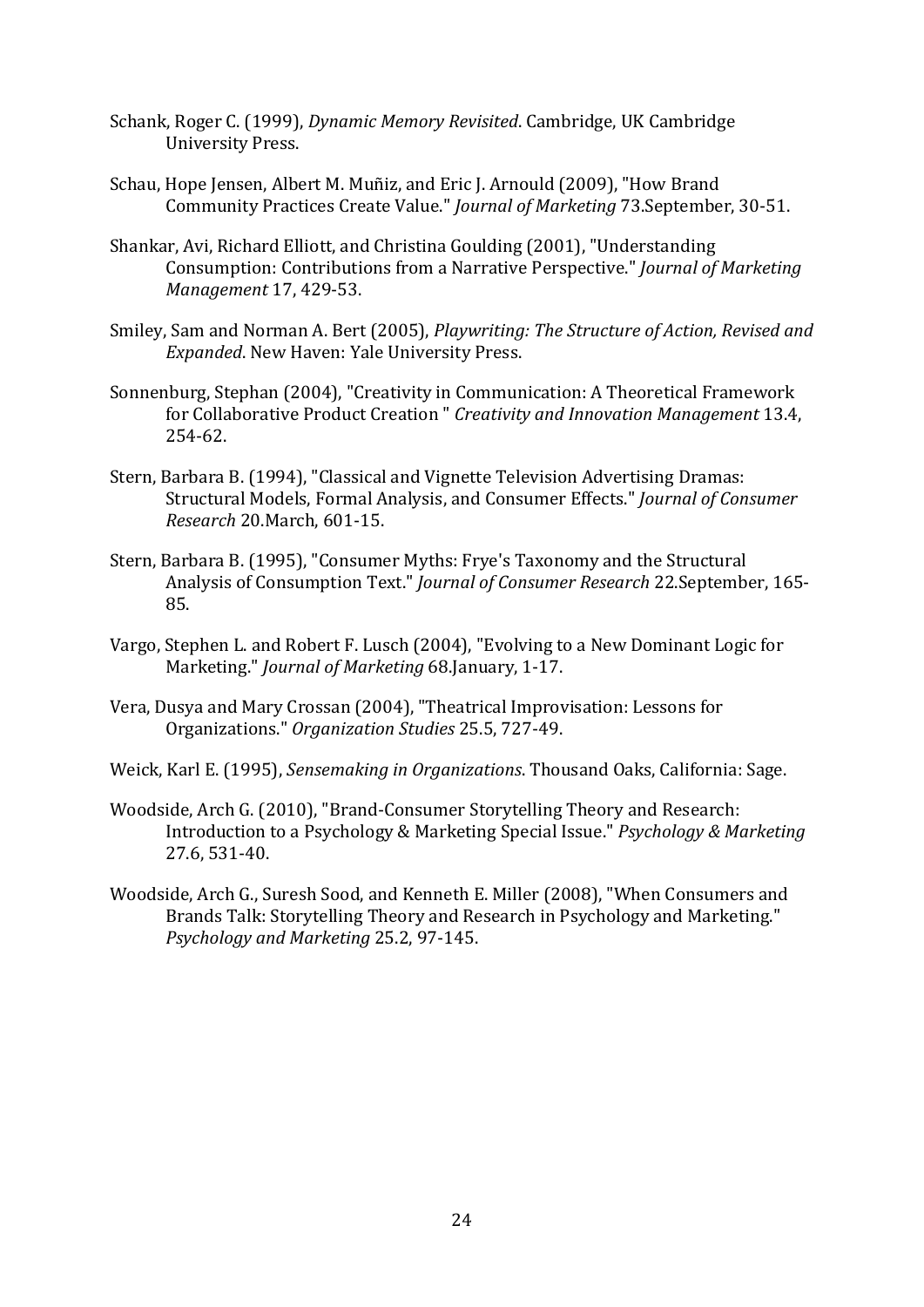Schank, Roger C. (1999), *Dynamic Memory Revisited*. Cambridge, UK Cambridge University Press.

Schau, Hope Jensen, Albert M. Muñiz, and Eric J. Arnould (2009), "How Brand Community Practices Create Value." *Journal of Marketing* 73.September, 30-51.

Shankar, Avi, Richard Elliott, and Christina Goulding (2001), "Understanding Consumption: Contributions from a Narrative Perspective." *Journal of Marketing Management* 17, 429-53.

Smiley, Sam and Norman A. Bert (2005), *Playwriting: The Structure of Action, Revised and Expanded*. New Haven: Yale University Press.

Sonnenburg, Stephan (2004), "Creativity in Communication: A Theoretical Framework for Collaborative Product Creation " *Creativity and Innovation Management* 13.4, 254-62.

Stern, Barbara B. (1994), "Classical and Vignette Television Advertising Dramas: Structural Models, Formal Analysis, and Consumer Effects." *Journal of Consumer Research* 20.March, 601-15.

Stern, Barbara B. (1995), "Consumer Myths: Frye's Taxonomy and the Structural Analysis of Consumption Text." *Journal of Consumer Research* 22.September, 165-85.

Vargo, Stephen L. and Robert F. Lusch (2004), "Evolving to a New Dominant Logic for Marketing." *Journal of Marketing* 68.January, 1-17.

Vera, Dusya and Mary Crossan (2004), "Theatrical Improvisation: Lessons for Organizations." *Organization Studies* 25.5, 727-49.

Weick, Karl E. (1995), *Sensemaking in Organizations*. Thousand Oaks, California: Sage.

Woodside, Arch G. (2010), "Brand-Consumer Storytelling Theory and Research: Introduction to a Psychology & Marketing Special Issue." *Psychology & Marketing* 27.6, 531-40.

Woodside, Arch G., Suresh Sood, and Kenneth E. Miller (2008), "When Consumers and Brands Talk: Storytelling Theory and Research in Psychology and Marketing." *Psychology and Marketing* 25.2, 97-145.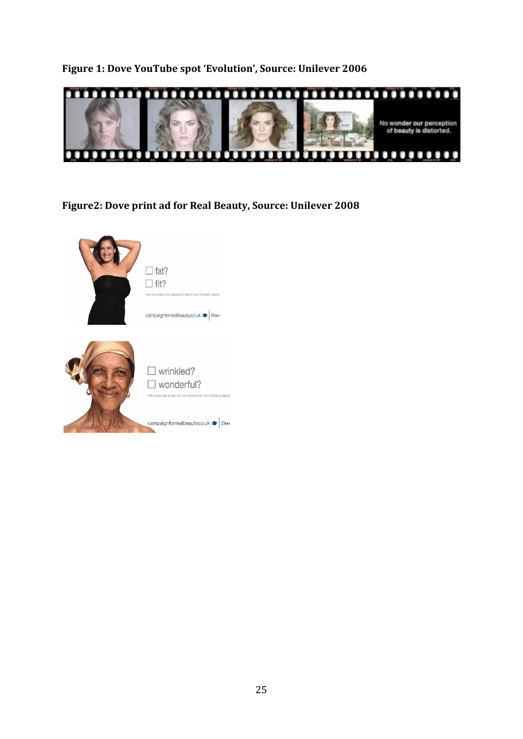**Figure 1: Dove YouTube spot 'Evolution', Source: Unilever 2006**

**Figure2: Dove print ad for Real Beauty, Source: Unilever 2008**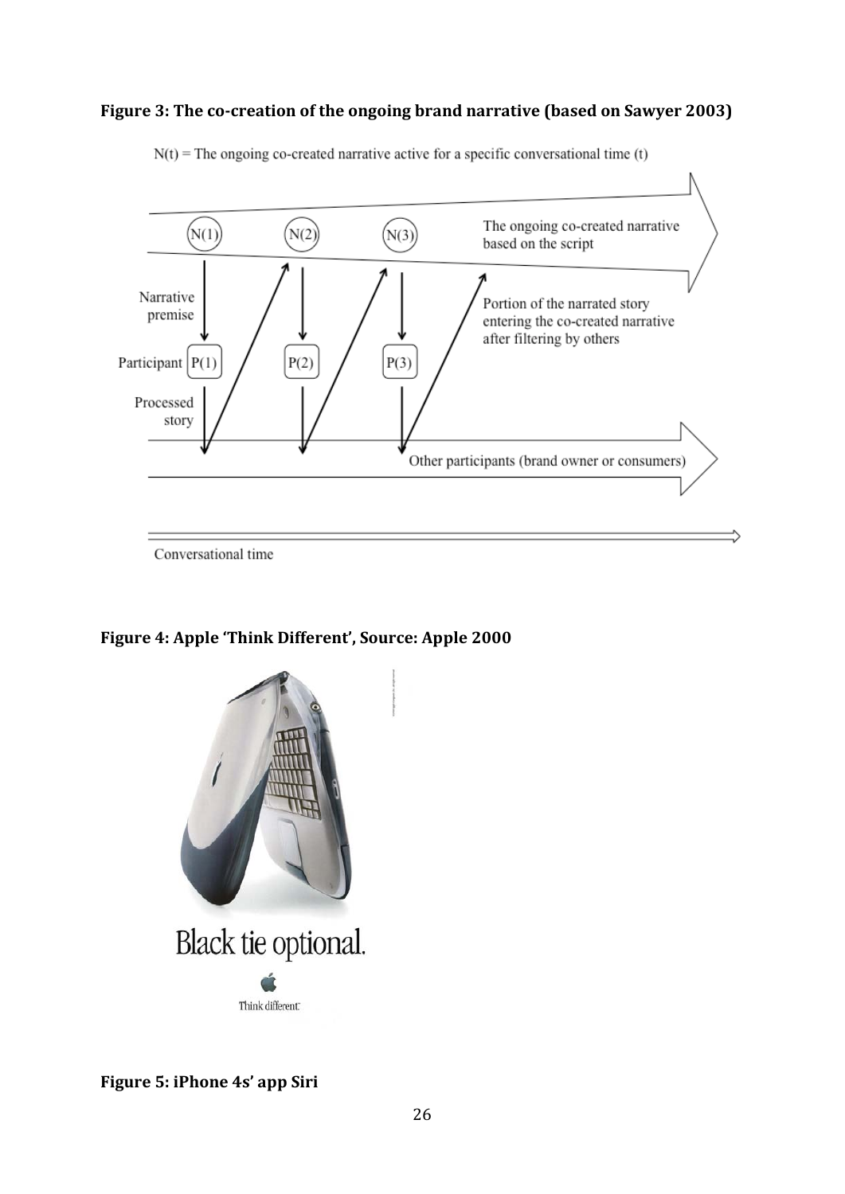**Figure 3: The co-creation of the ongoing brand narrative (based on Sawyer 2003)**

N(t) = The ongoing co-created narrative active for a specific conversational time (t)

N(1) N(2) N(3) The ongoing co-created narrative based on the script

Narrative premise

Participant P(1) P(2) P(3)

Portion of the narrated story entering the co-created narrative after filtering by others

Processed story

Other participants (brand owner or consumers)

Conversational time

**Figure 4: Apple 'Think Different', Source: Apple 2000**

Black tie optional.

Think different.

**Figure 5: iPhone 4s' app Siri**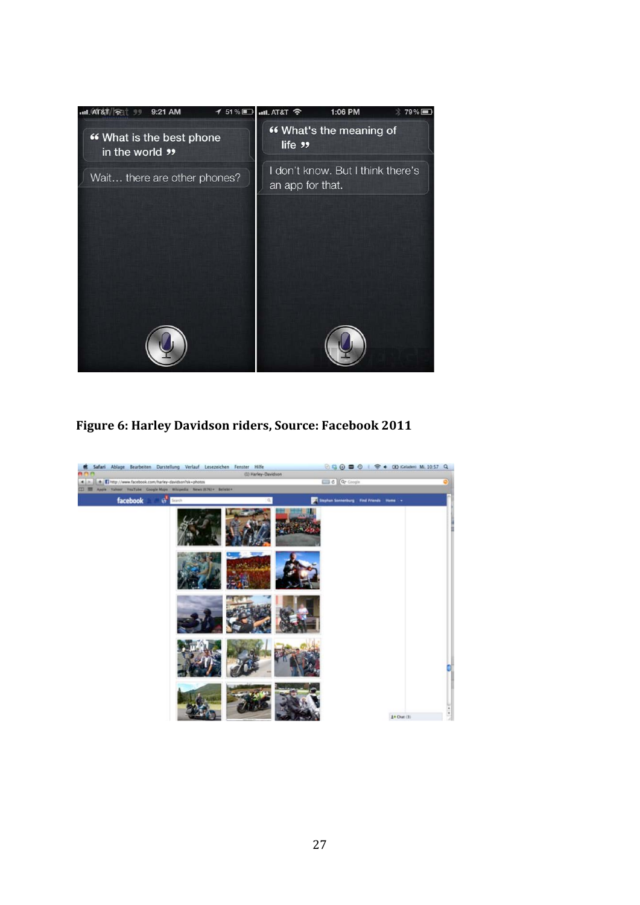**Figure 6: Harley Davidson riders, Source: Facebook 2011**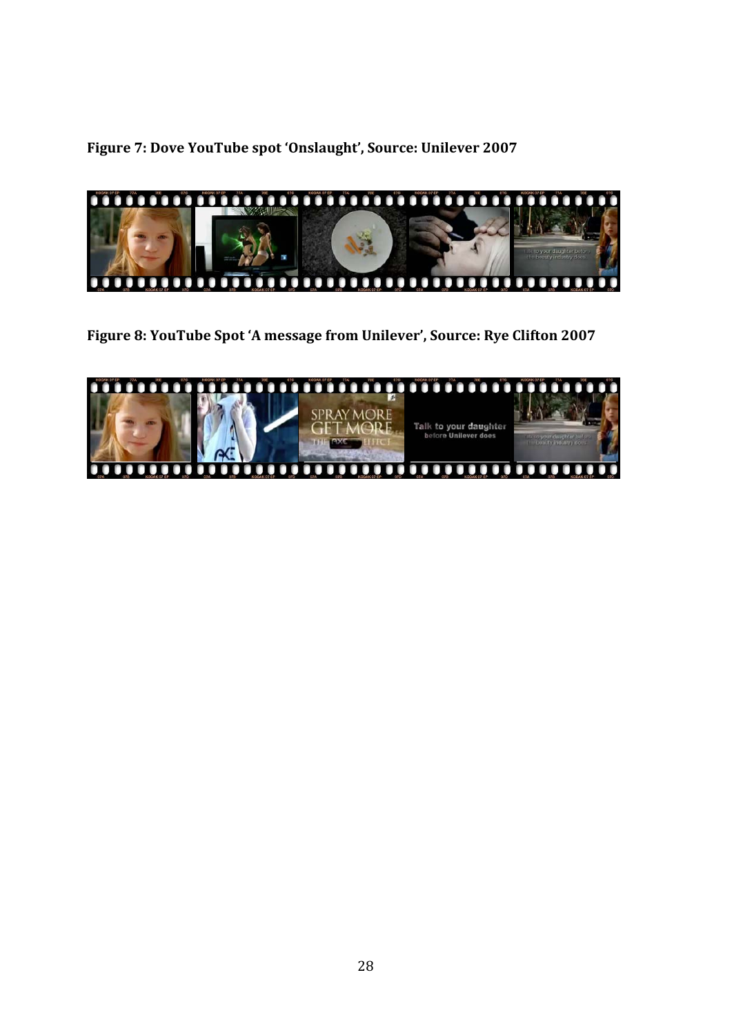**Figure 7: Dove YouTube spot 'Onslaught', Source: Unilever 2007**

**Figure 8: YouTube Spot 'A message from Unilever', Source: Rye Clifton 2007**